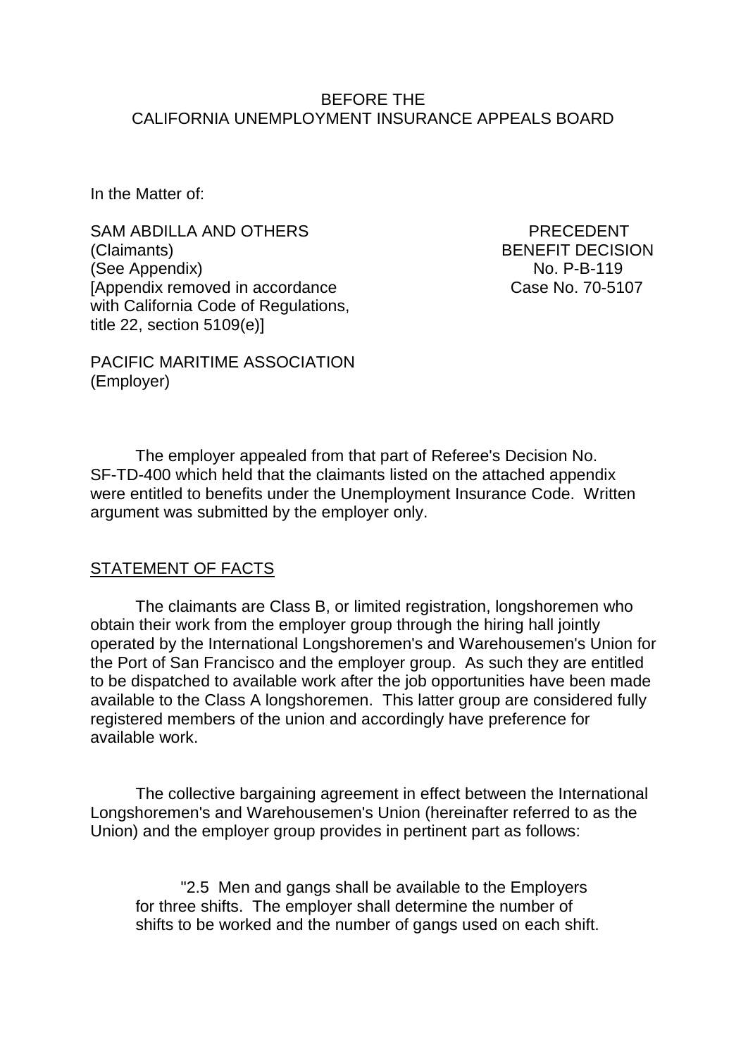BEFORE THE
CALIFORNIA UNEMPLOYMENT INSURANCE APPEALS BOARD

In the Matter of:

SAM ABDILLA AND OTHERS
(Claimants)
(See Appendix)
[Appendix removed in accordance with California Code of Regulations, title 22, section 5109(e)]

PRECEDENT
BENEFIT DECISION
No. P-B-119
Case No. 70-5107

PACIFIC MARITIME ASSOCIATION
(Employer)

The employer appealed from that part of Referee's Decision No. SF-TD-400 which held that the claimants listed on the attached appendix were entitled to benefits under the Unemployment Insurance Code. Written argument was submitted by the employer only.

## STATEMENT OF FACTS

The claimants are Class B, or limited registration, longshoremen who obtain their work from the employer group through the hiring hall jointly operated by the International Longshoremen's and Warehousemen's Union for the Port of San Francisco and the employer group. As such they are entitled to be dispatched to available work after the job opportunities have been made available to the Class A longshoremen. This latter group are considered fully registered members of the union and accordingly have preference for available work.

The collective bargaining agreement in effect between the International Longshoremen's and Warehousemen's Union (hereinafter referred to as the Union) and the employer group provides in pertinent part as follows:

> "2.5 Men and gangs shall be available to the Employers for three shifts. The employer shall determine the number of shifts to be worked and the number of gangs used on each shift.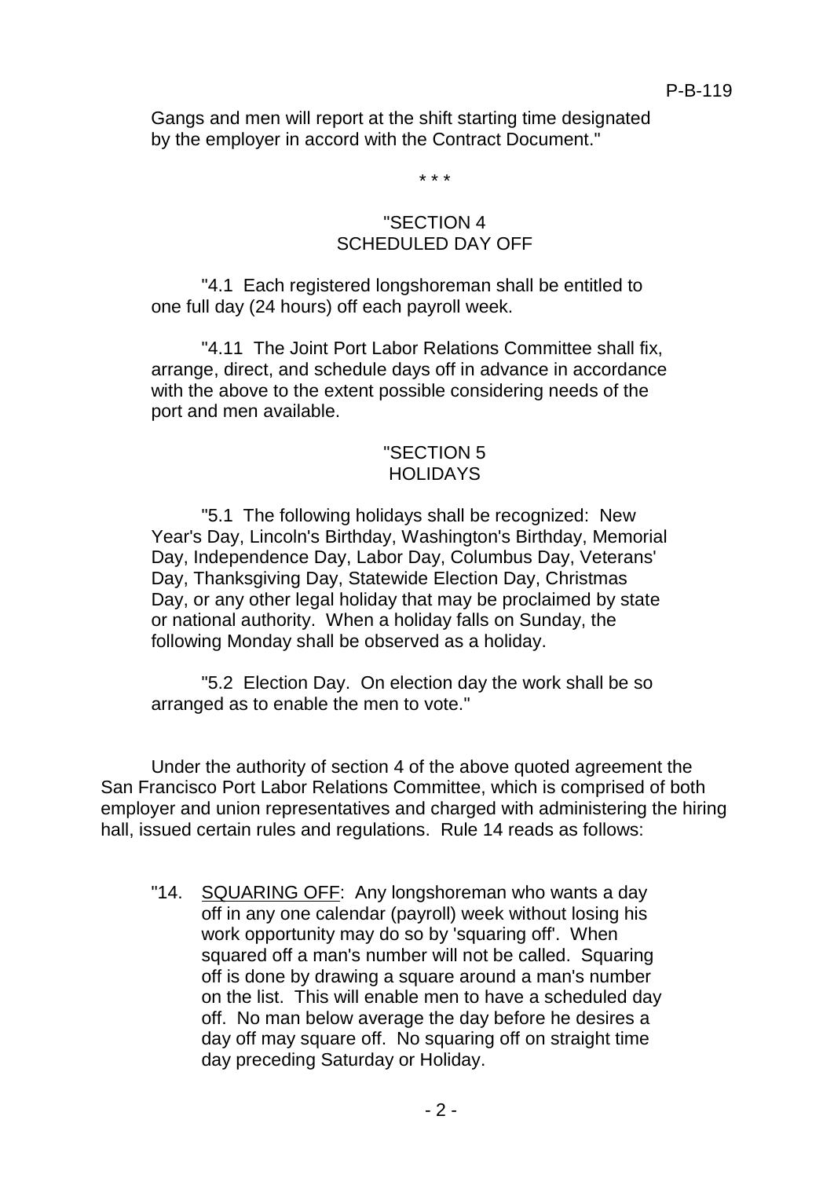Gangs and men will report at the shift starting time designated by the employer in accord with the Contract Document."

\* \* \*

"SECTION 4
SCHEDULED DAY OFF

"4.1 Each registered longshoreman shall be entitled to one full day (24 hours) off each payroll week.

"4.11 The Joint Port Labor Relations Committee shall fix, arrange, direct, and schedule days off in advance in accordance with the above to the extent possible considering needs of the port and men available.

"SECTION 5
HOLIDAYS

"5.1 The following holidays shall be recognized: New Year's Day, Lincoln's Birthday, Washington's Birthday, Memorial Day, Independence Day, Labor Day, Columbus Day, Veterans' Day, Thanksgiving Day, Statewide Election Day, Christmas Day, or any other legal holiday that may be proclaimed by state or national authority. When a holiday falls on Sunday, the following Monday shall be observed as a holiday.

"5.2 Election Day. On election day the work shall be so arranged as to enable the men to vote."

Under the authority of section 4 of the above quoted agreement the San Francisco Port Labor Relations Committee, which is comprised of both employer and union representatives and charged with administering the hiring hall, issued certain rules and regulations. Rule 14 reads as follows:

> "14. SQUARING OFF: Any longshoreman who wants a day off in any one calendar (payroll) week without losing his work opportunity may do so by 'squaring off'. When squared off a man's number will not be called. Squaring off is done by drawing a square around a man's number on the list. This will enable men to have a scheduled day off. No man below average the day before he desires a day off may square off. No squaring off on straight time day preceding Saturday or Holiday.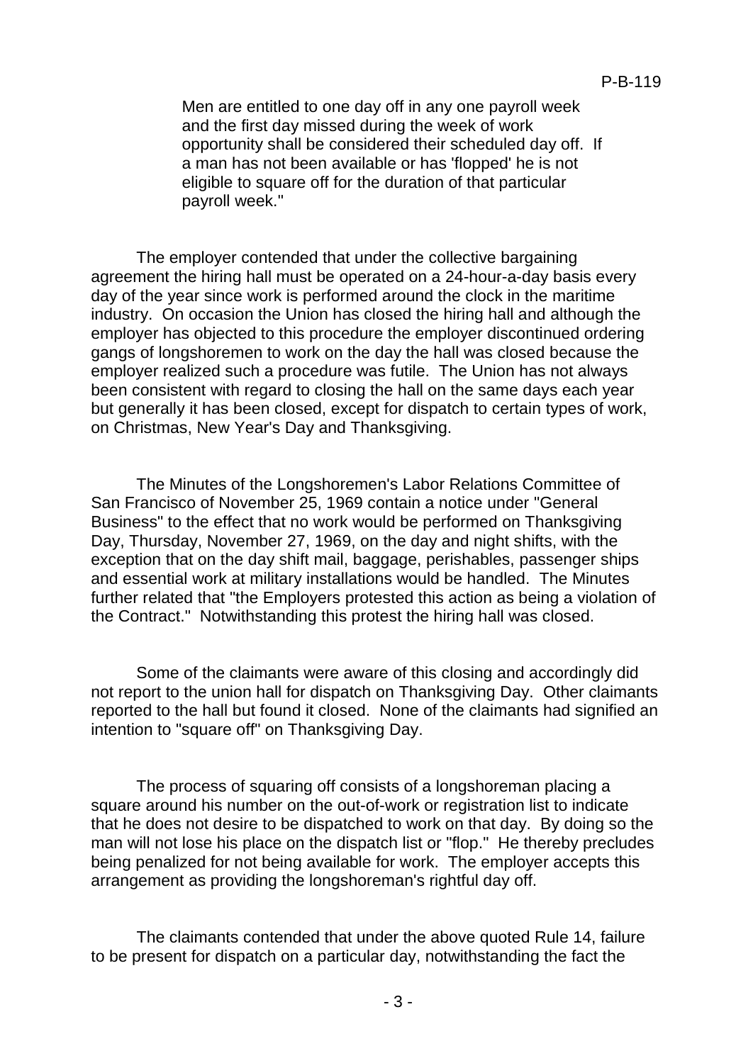> Men are entitled to one day off in any one payroll week and the first day missed during the week of work opportunity shall be considered their scheduled day off. If a man has not been available or has 'flopped' he is not eligible to square off for the duration of that particular payroll week."

The employer contended that under the collective bargaining agreement the hiring hall must be operated on a 24-hour-a-day basis every day of the year since work is performed around the clock in the maritime industry. On occasion the Union has closed the hiring hall and although the employer has objected to this procedure the employer discontinued ordering gangs of longshoremen to work on the day the hall was closed because the employer realized such a procedure was futile. The Union has not always been consistent with regard to closing the hall on the same days each year but generally it has been closed, except for dispatch to certain types of work, on Christmas, New Year's Day and Thanksgiving.

The Minutes of the Longshoremen's Labor Relations Committee of San Francisco of November 25, 1969 contain a notice under "General Business" to the effect that no work would be performed on Thanksgiving Day, Thursday, November 27, 1969, on the day and night shifts, with the exception that on the day shift mail, baggage, perishables, passenger ships and essential work at military installations would be handled. The Minutes further related that "the Employers protested this action as being a violation of the Contract." Notwithstanding this protest the hiring hall was closed.

Some of the claimants were aware of this closing and accordingly did not report to the union hall for dispatch on Thanksgiving Day. Other claimants reported to the hall but found it closed. None of the claimants had signified an intention to "square off" on Thanksgiving Day.

The process of squaring off consists of a longshoreman placing a square around his number on the out-of-work or registration list to indicate that he does not desire to be dispatched to work on that day. By doing so the man will not lose his place on the dispatch list or "flop." He thereby precludes being penalized for not being available for work. The employer accepts this arrangement as providing the longshoreman's rightful day off.

The claimants contended that under the above quoted Rule 14, failure to be present for dispatch on a particular day, notwithstanding the fact the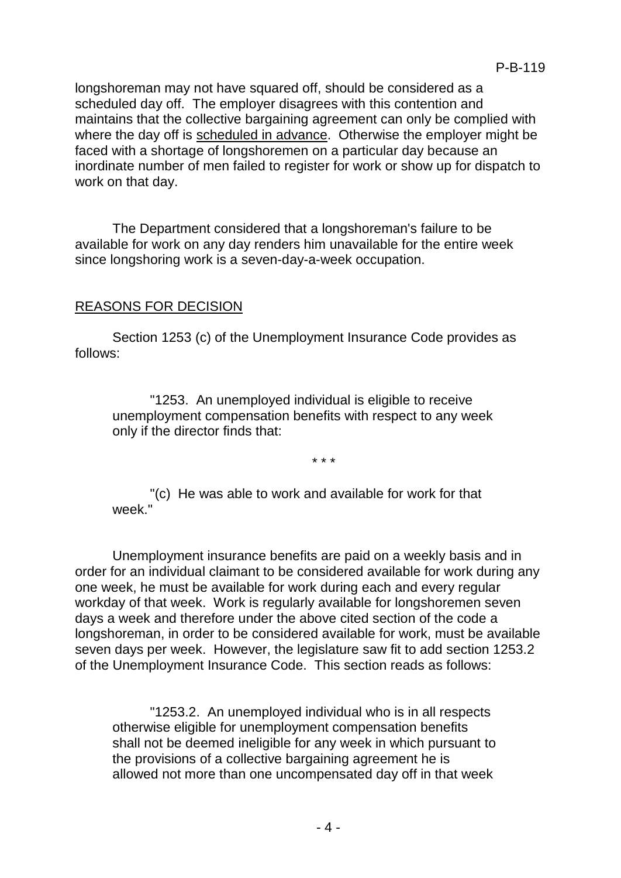longshoreman may not have squared off, should be considered as a scheduled day off. The employer disagrees with this contention and maintains that the collective bargaining agreement can only be complied with where the day off is <u>scheduled in advance</u>. Otherwise the employer might be faced with a shortage of longshoremen on a particular day because an inordinate number of men failed to register for work or show up for dispatch to work on that day.

The Department considered that a longshoreman's failure to be available for work on any day renders him unavailable for the entire week since longshoring work is a seven-day-a-week occupation.

## REASONS FOR DECISION

Section 1253 (c) of the Unemployment Insurance Code provides as follows:

> "1253. An unemployed individual is eligible to receive unemployment compensation benefits with respect to any week only if the director finds that:
>
> \* \* \*
>
> "(c) He was able to work and available for work for that week."

Unemployment insurance benefits are paid on a weekly basis and in order for an individual claimant to be considered available for work during any one week, he must be available for work during each and every regular workday of that week. Work is regularly available for longshoremen seven days a week and therefore under the above cited section of the code a longshoreman, in order to be considered available for work, must be available seven days per week. However, the legislature saw fit to add section 1253.2 of the Unemployment Insurance Code. This section reads as follows:

> "1253.2. An unemployed individual who is in all respects otherwise eligible for unemployment compensation benefits shall not be deemed ineligible for any week in which pursuant to the provisions of a collective bargaining agreement he is allowed not more than one uncompensated day off in that week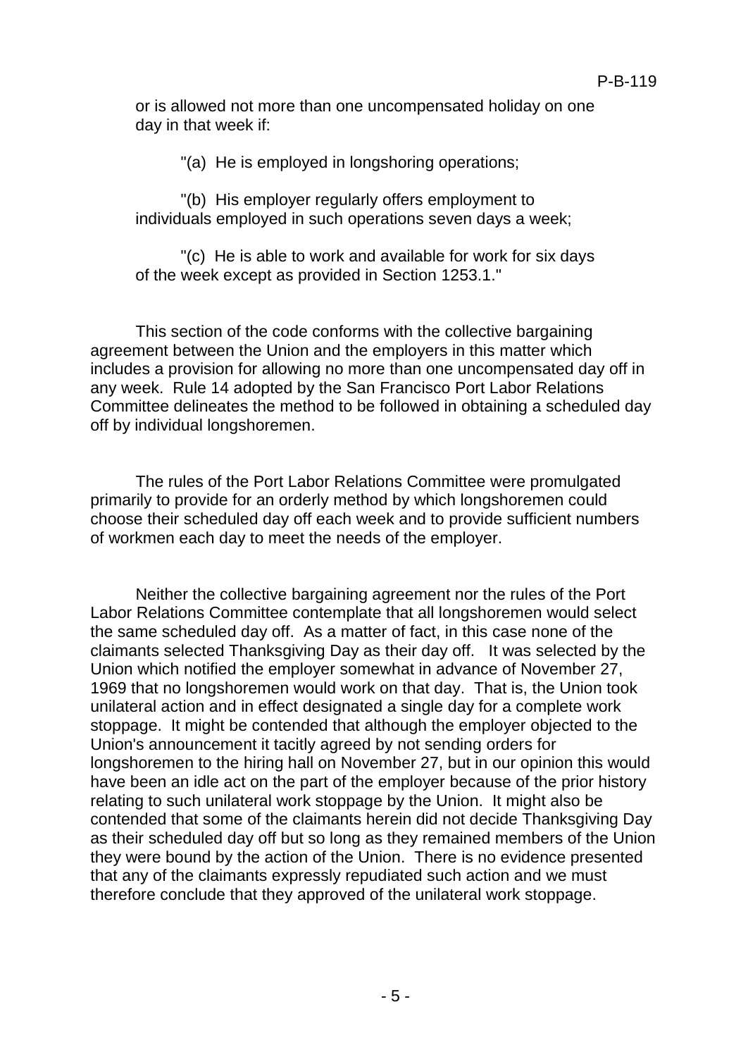or is allowed not more than one uncompensated holiday on one day in that week if:

"(a) He is employed in longshoring operations;

"(b) His employer regularly offers employment to individuals employed in such operations seven days a week;

"(c) He is able to work and available for work for six days of the week except as provided in Section 1253.1."

This section of the code conforms with the collective bargaining agreement between the Union and the employers in this matter which includes a provision for allowing no more than one uncompensated day off in any week. Rule 14 adopted by the San Francisco Port Labor Relations Committee delineates the method to be followed in obtaining a scheduled day off by individual longshoremen.

The rules of the Port Labor Relations Committee were promulgated primarily to provide for an orderly method by which longshoremen could choose their scheduled day off each week and to provide sufficient numbers of workmen each day to meet the needs of the employer.

Neither the collective bargaining agreement nor the rules of the Port Labor Relations Committee contemplate that all longshoremen would select the same scheduled day off. As a matter of fact, in this case none of the claimants selected Thanksgiving Day as their day off. It was selected by the Union which notified the employer somewhat in advance of November 27, 1969 that no longshoremen would work on that day. That is, the Union took unilateral action and in effect designated a single day for a complete work stoppage. It might be contended that although the employer objected to the Union's announcement it tacitly agreed by not sending orders for longshoremen to the hiring hall on November 27, but in our opinion this would have been an idle act on the part of the employer because of the prior history relating to such unilateral work stoppage by the Union. It might also be contended that some of the claimants herein did not decide Thanksgiving Day as their scheduled day off but so long as they remained members of the Union they were bound by the action of the Union. There is no evidence presented that any of the claimants expressly repudiated such action and we must therefore conclude that they approved of the unilateral work stoppage.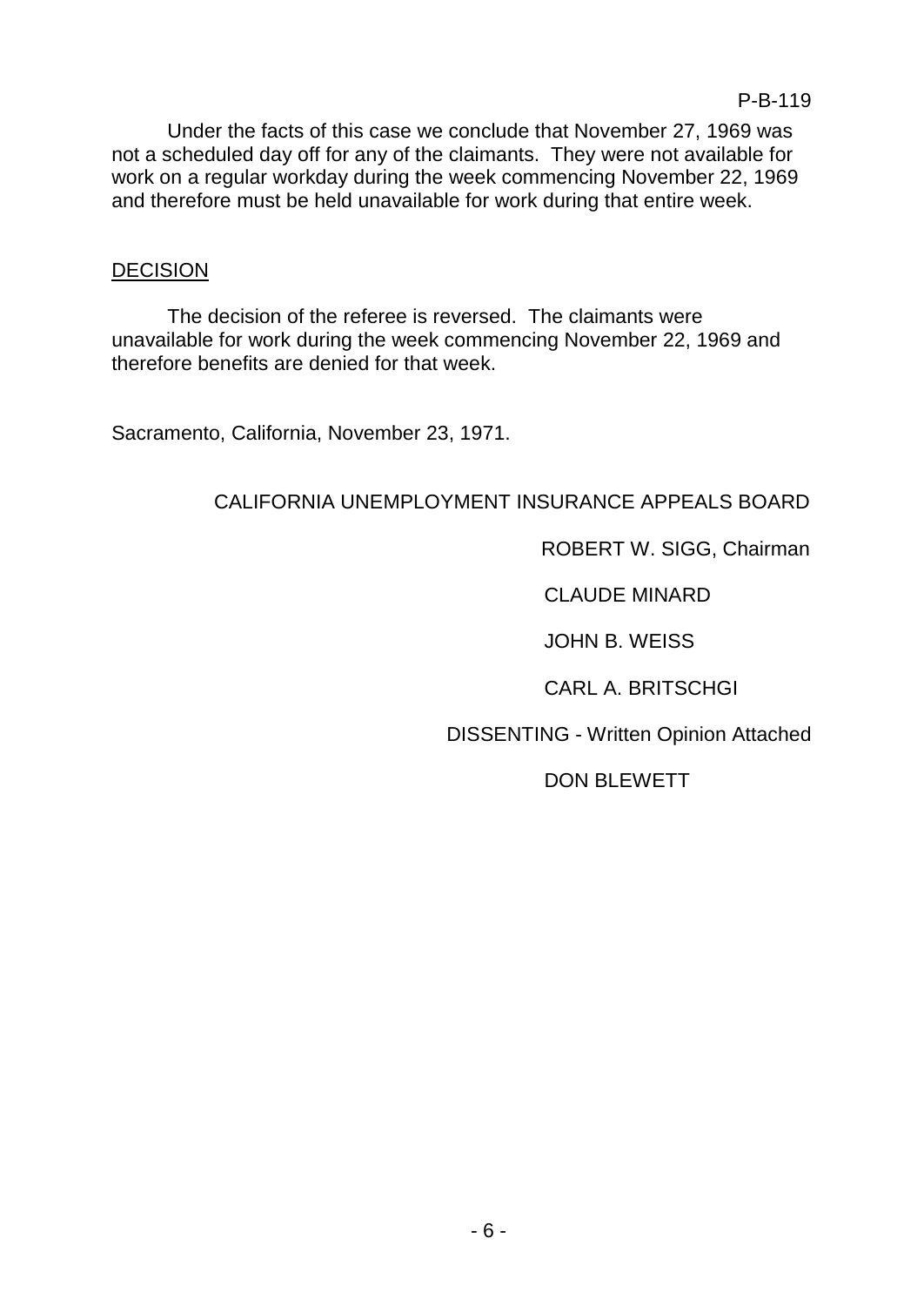Under the facts of this case we conclude that November 27, 1969 was not a scheduled day off for any of the claimants. They were not available for work on a regular workday during the week commencing November 22, 1969 and therefore must be held unavailable for work during that entire week.

## DECISION

The decision of the referee is reversed. The claimants were unavailable for work during the week commencing November 22, 1969 and therefore benefits are denied for that week.

Sacramento, California, November 23, 1971.

CALIFORNIA UNEMPLOYMENT INSURANCE APPEALS BOARD

ROBERT W. SIGG, Chairman

CLAUDE MINARD

JOHN B. WEISS

CARL A. BRITSCHGI

DISSENTING - Written Opinion Attached

DON BLEWETT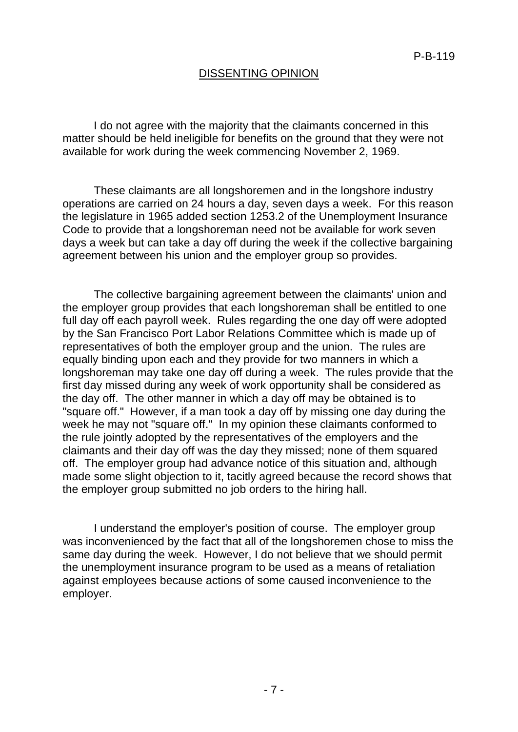P-B-119

## DISSENTING OPINION

I do not agree with the majority that the claimants concerned in this matter should be held ineligible for benefits on the ground that they were not available for work during the week commencing November 2, 1969.

These claimants are all longshoremen and in the longshore industry operations are carried on 24 hours a day, seven days a week. For this reason the legislature in 1965 added section 1253.2 of the Unemployment Insurance Code to provide that a longshoreman need not be available for work seven days a week but can take a day off during the week if the collective bargaining agreement between his union and the employer group so provides.

The collective bargaining agreement between the claimants' union and the employer group provides that each longshoreman shall be entitled to one full day off each payroll week. Rules regarding the one day off were adopted by the San Francisco Port Labor Relations Committee which is made up of representatives of both the employer group and the union. The rules are equally binding upon each and they provide for two manners in which a longshoreman may take one day off during a week. The rules provide that the first day missed during any week of work opportunity shall be considered as the day off. The other manner in which a day off may be obtained is to "square off." However, if a man took a day off by missing one day during the week he may not "square off." In my opinion these claimants conformed to the rule jointly adopted by the representatives of the employers and the claimants and their day off was the day they missed; none of them squared off. The employer group had advance notice of this situation and, although made some slight objection to it, tacitly agreed because the record shows that the employer group submitted no job orders to the hiring hall.

I understand the employer's position of course. The employer group was inconvenienced by the fact that all of the longshoremen chose to miss the same day during the week. However, I do not believe that we should permit the unemployment insurance program to be used as a means of retaliation against employees because actions of some caused inconvenience to the employer.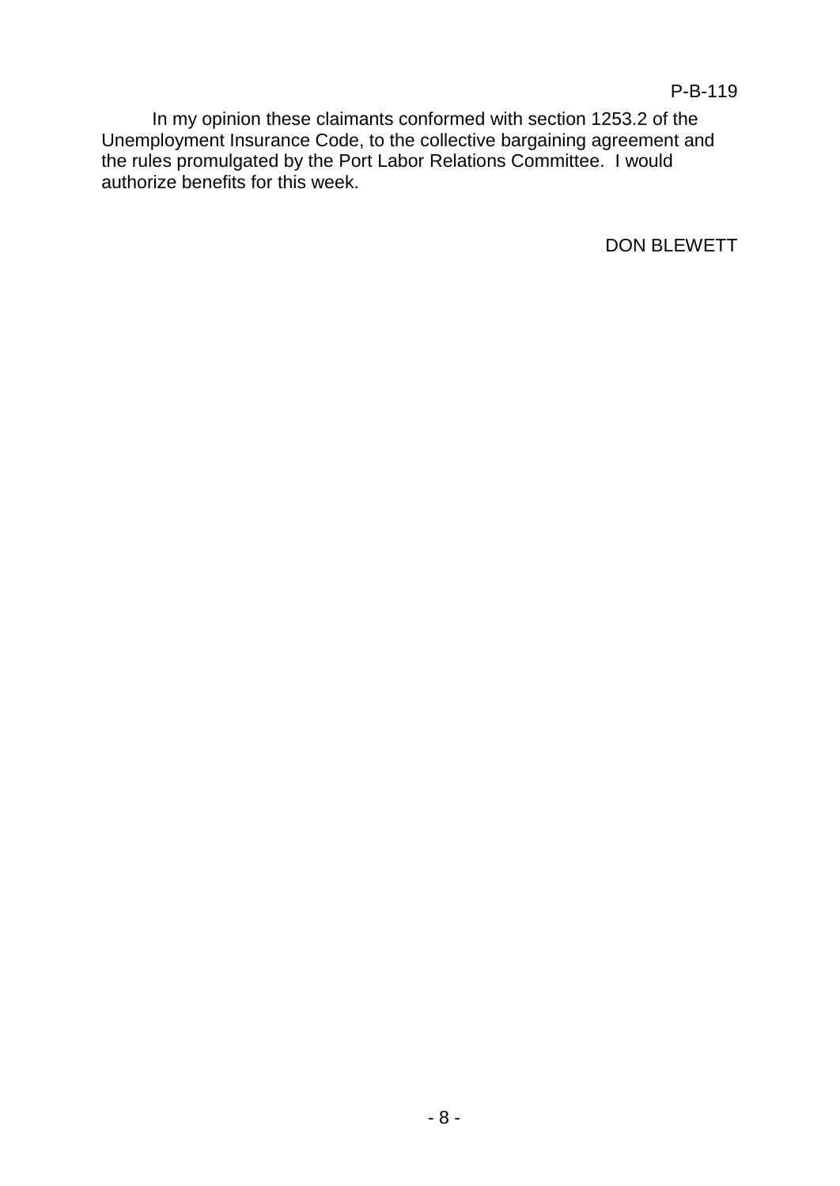In my opinion these claimants conformed with section 1253.2 of the Unemployment Insurance Code, to the collective bargaining agreement and the rules promulgated by the Port Labor Relations Committee. I would authorize benefits for this week.

DON BLEWETT